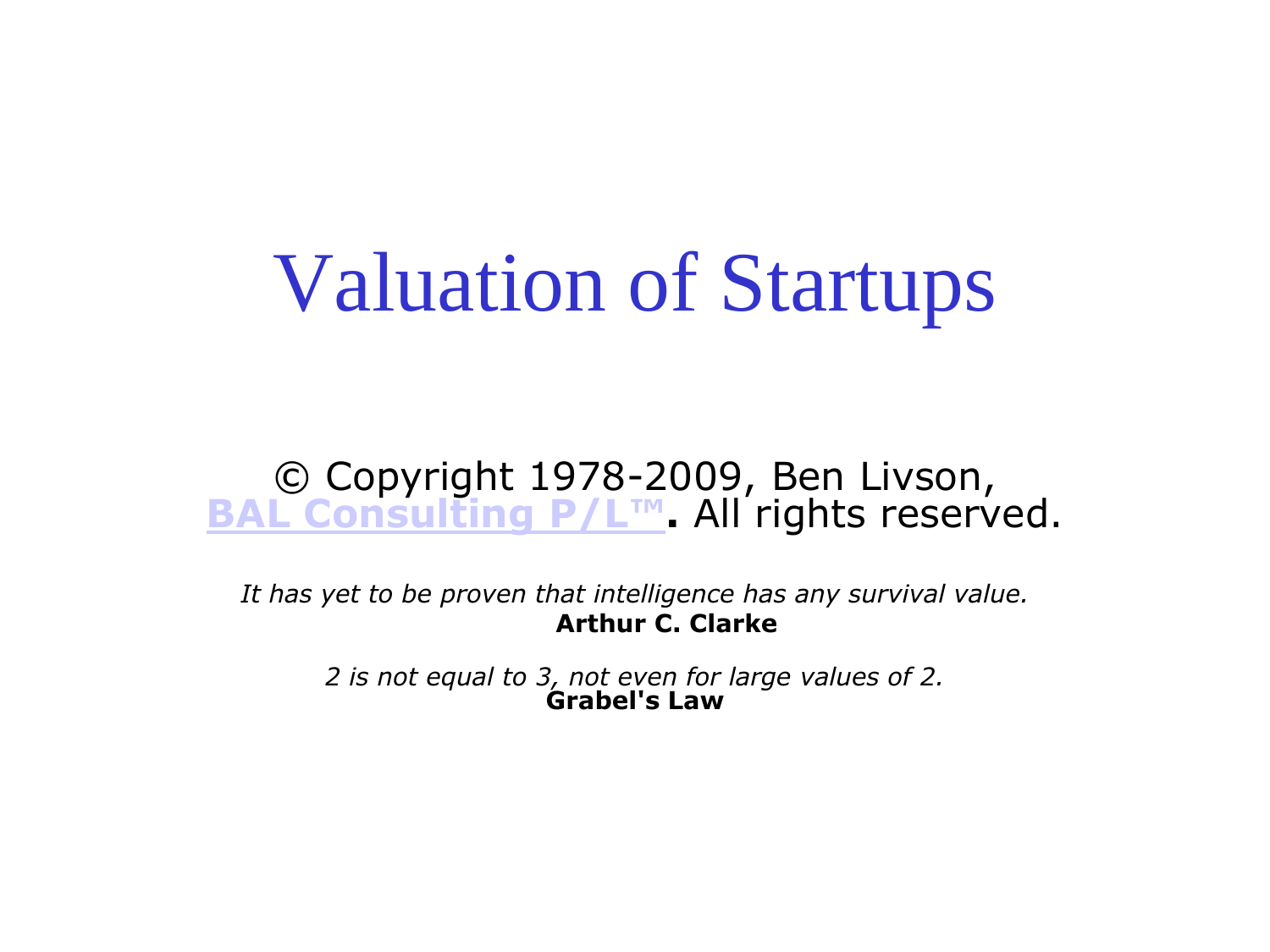# Valuation of Startups

© Copyright 1978-2009, Ben Livson, **BAL Consulting P/L™**. All rights reserved.

*It has yet to be proven that intelligence has any survival value.*
**Arthur C. Clarke**

*2 is not equal to 3, not even for large values of 2.*
**Grabel's Law**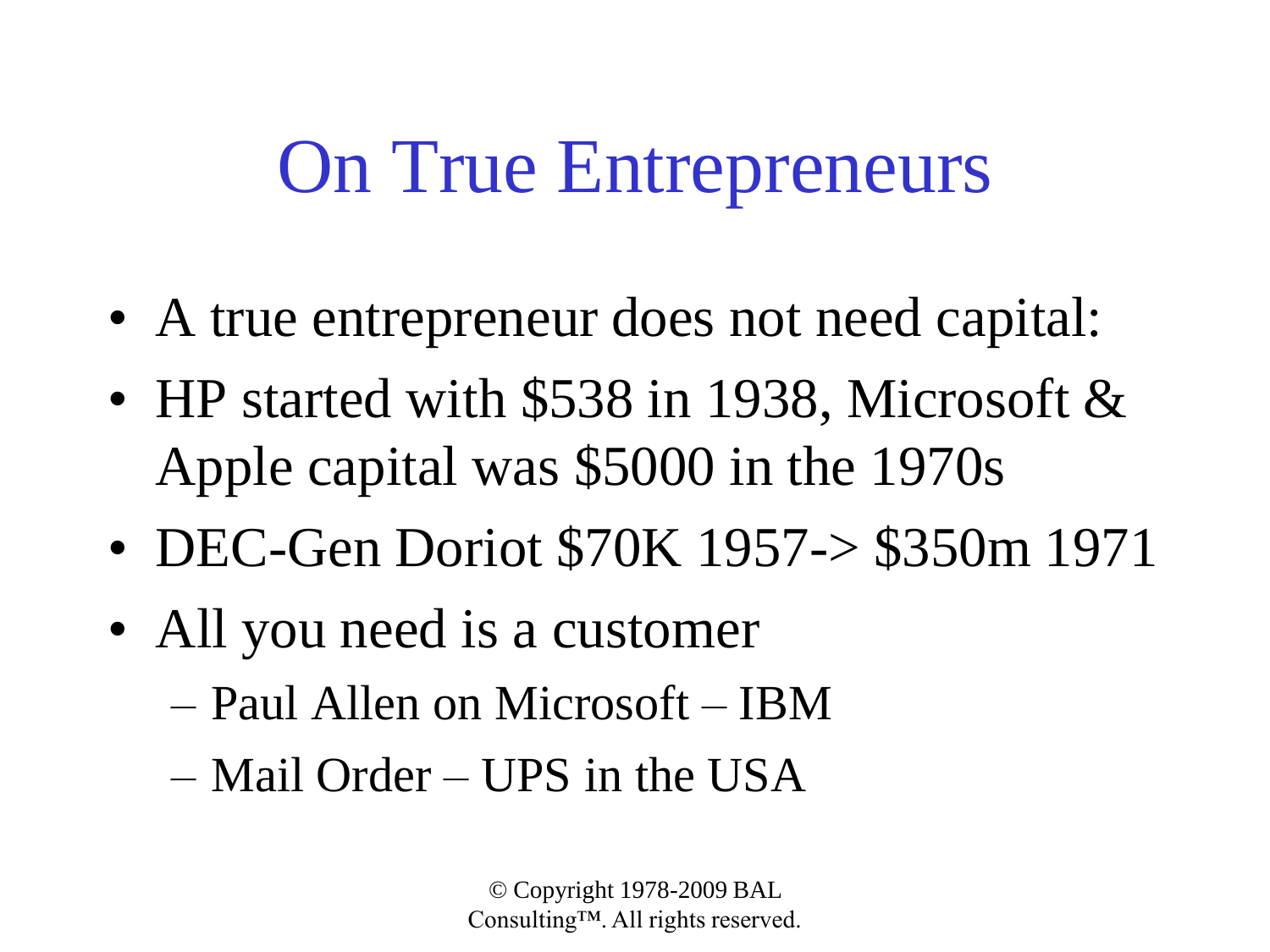# On True Entrepreneurs

- A true entrepreneur does not need capital:
- HP started with $538 in 1938, Microsoft & Apple capital was $5000 in the 1970s
- DEC-Gen Doriot $70K 1957-> $350m 1971
- All you need is a customer
  - Paul Allen on Microsoft – IBM
  - Mail Order – UPS in the USA

© Copyright 1978-2009 BAL Consulting™. All rights reserved.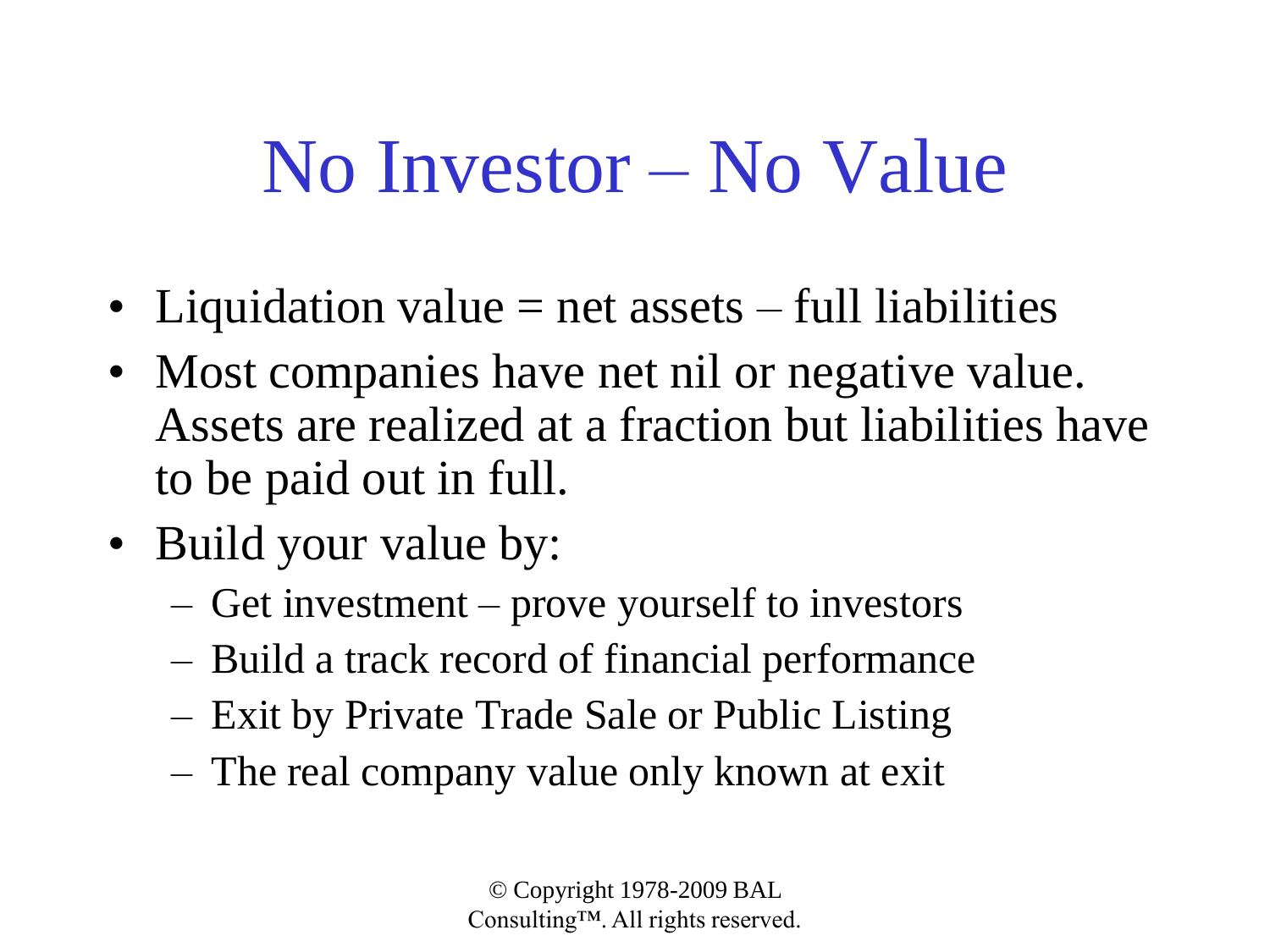# No Investor – No Value

- Liquidation value = net assets – full liabilities
- Most companies have net nil or negative value. Assets are realized at a fraction but liabilities have to be paid out in full.
- Build your value by:
  - Get investment – prove yourself to investors
  - Build a track record of financial performance
  - Exit by Private Trade Sale or Public Listing
  - The real company value only known at exit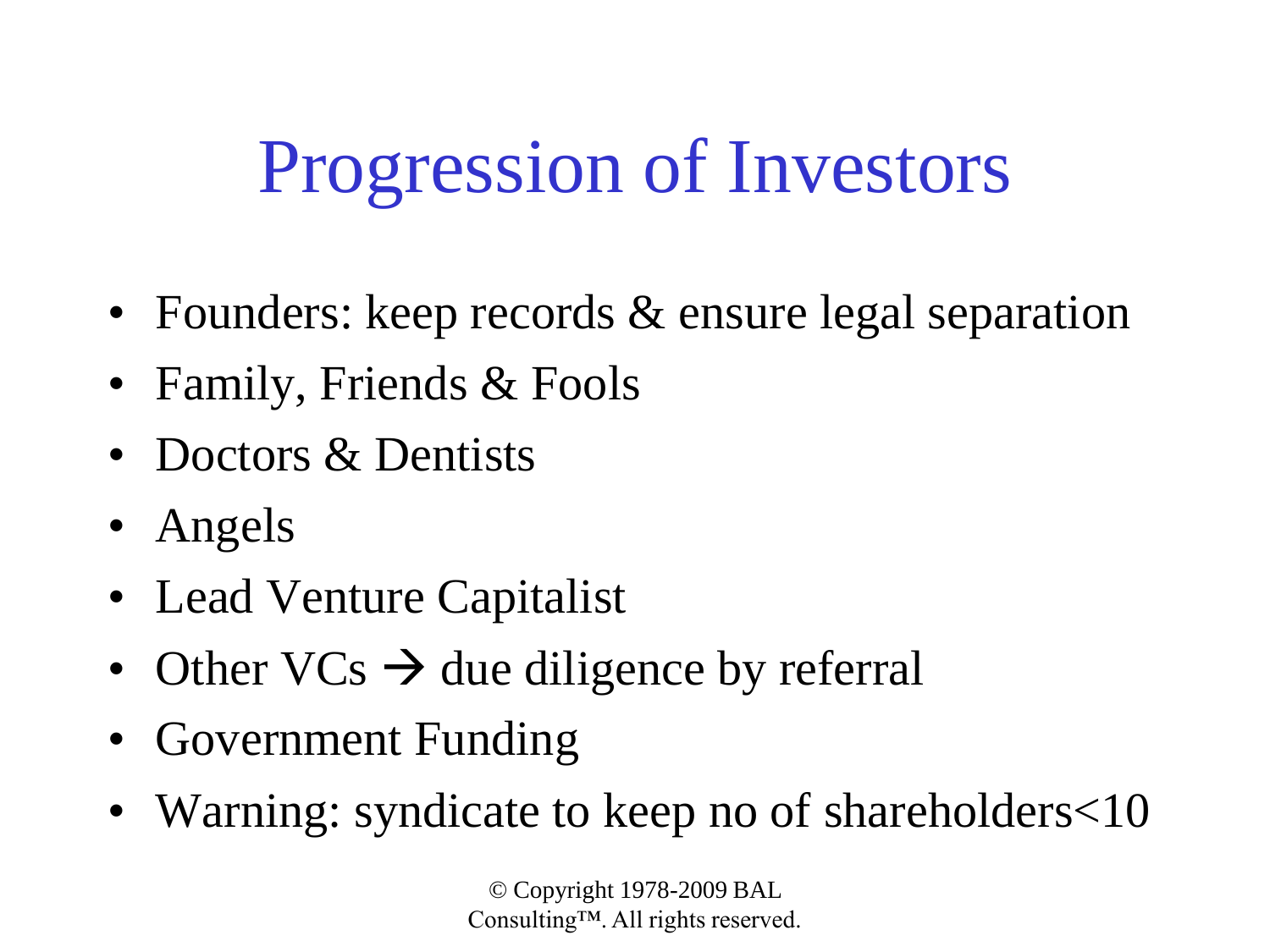# Progression of Investors

- Founders: keep records & ensure legal separation
- Family, Friends & Fools
- Doctors & Dentists
- Angels
- Lead Venture Capitalist
- Other VCs → due diligence by referral
- Government Funding
- Warning: syndicate to keep no of shareholders<10

© Copyright 1978-2009 BAL Consulting™. All rights reserved.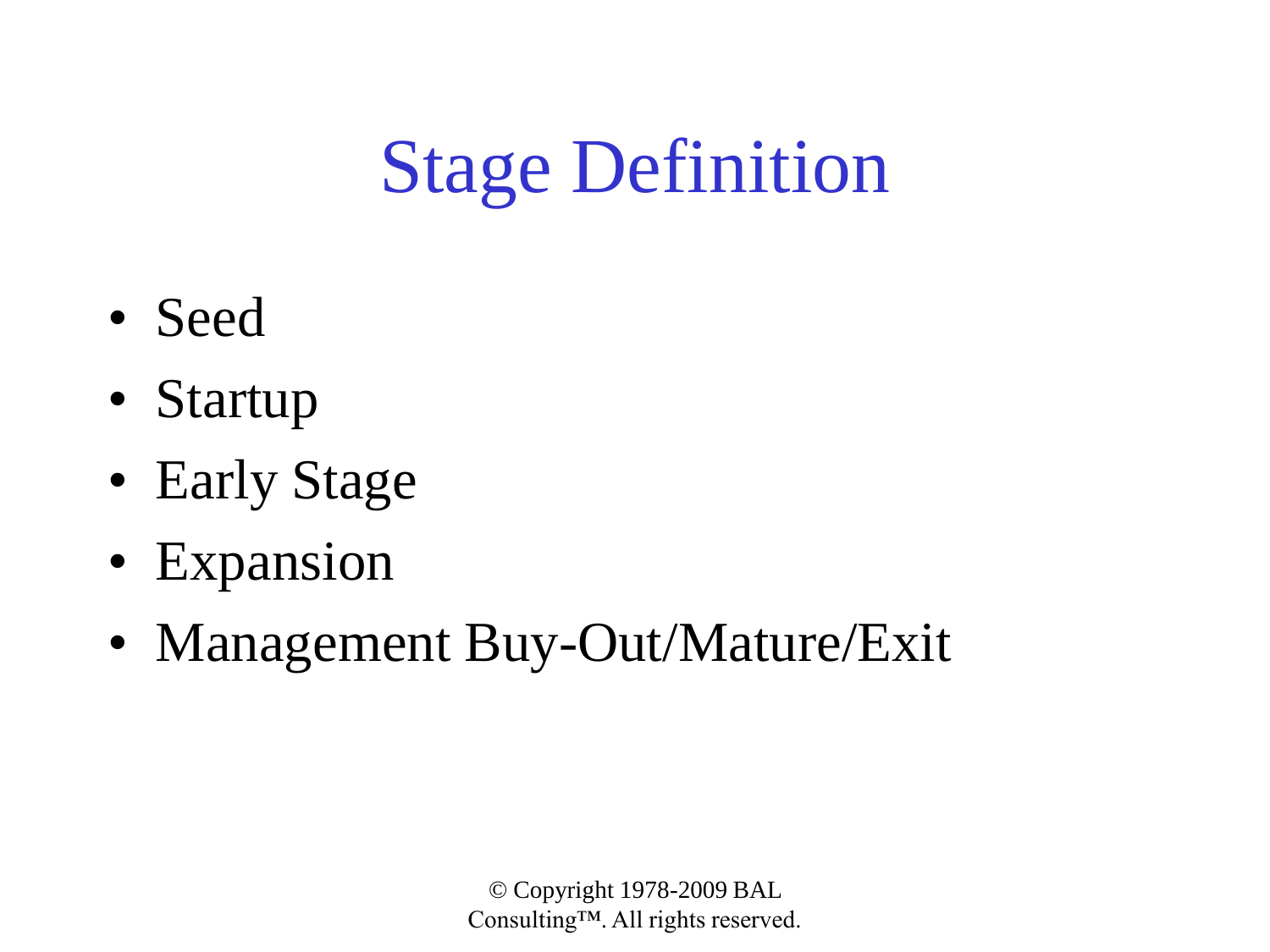# Stage Definition

- Seed
- Startup
- Early Stage
- Expansion
- Management Buy-Out/Mature/Exit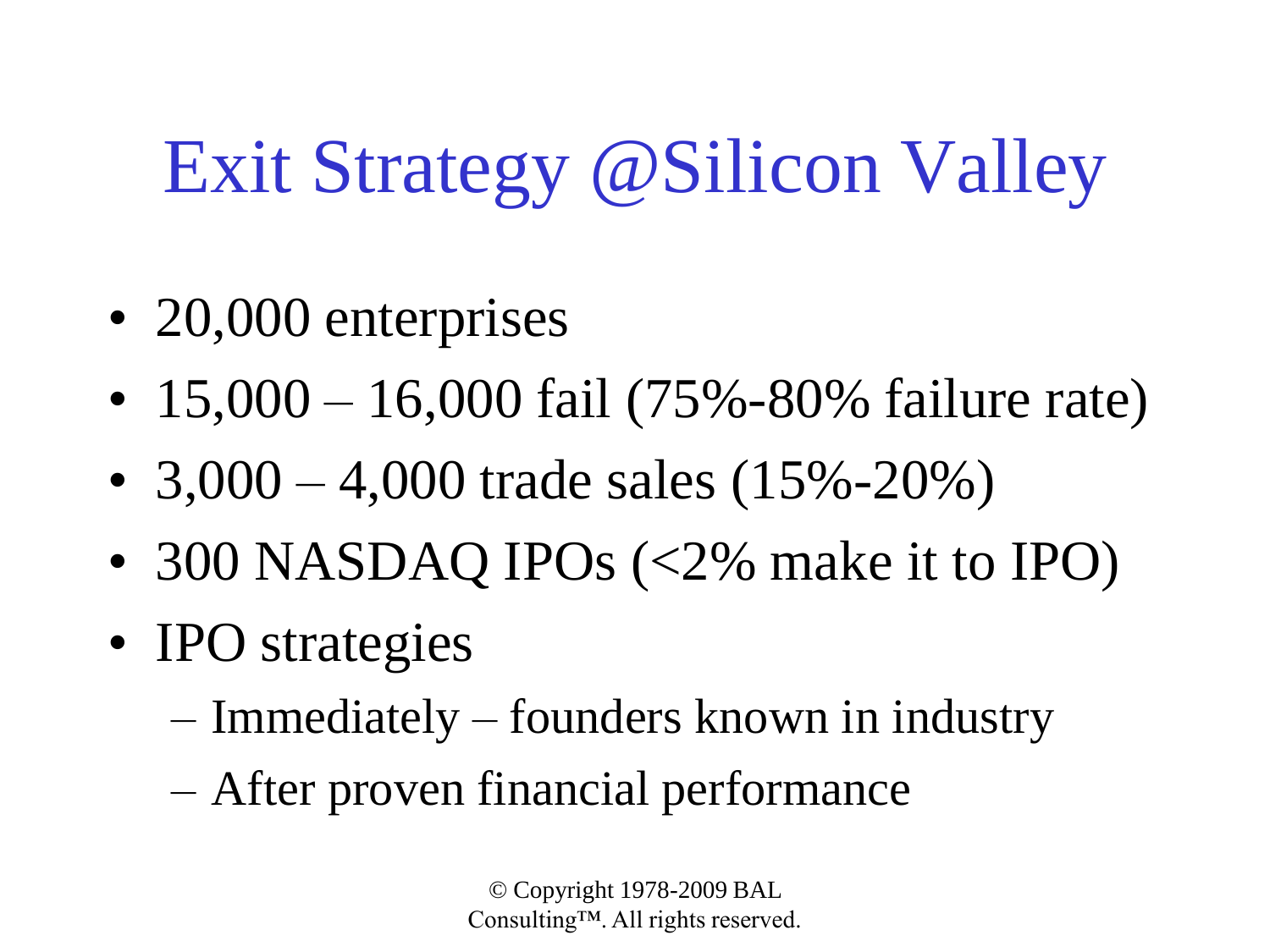# Exit Strategy @Silicon Valley

- 20,000 enterprises
- 15,000 – 16,000 fail (75%-80% failure rate)
- 3,000 – 4,000 trade sales (15%-20%)
- 300 NASDAQ IPOs (<2% make it to IPO)
- IPO strategies
  - Immediately – founders known in industry
  - After proven financial performance

© Copyright 1978-2009 BAL Consulting™. All rights reserved.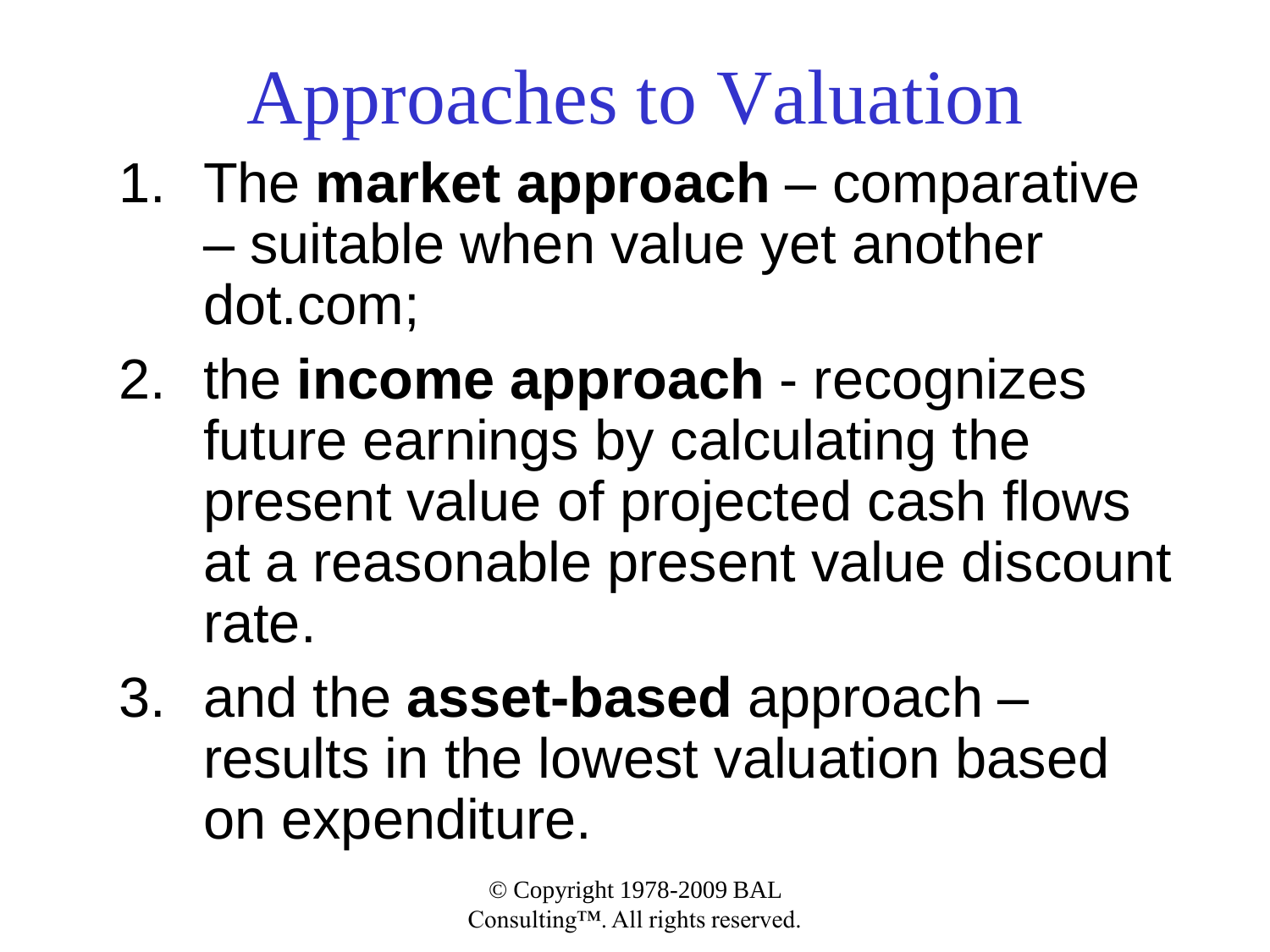# Approaches to Valuation

1. The **market approach** – comparative – suitable when value yet another dot.com;
2. the **income approach** - recognizes future earnings by calculating the present value of projected cash flows at a reasonable present value discount rate.
3. and the **asset-based** approach – results in the lowest valuation based on expenditure.

© Copyright 1978-2009 BAL Consulting™. All rights reserved.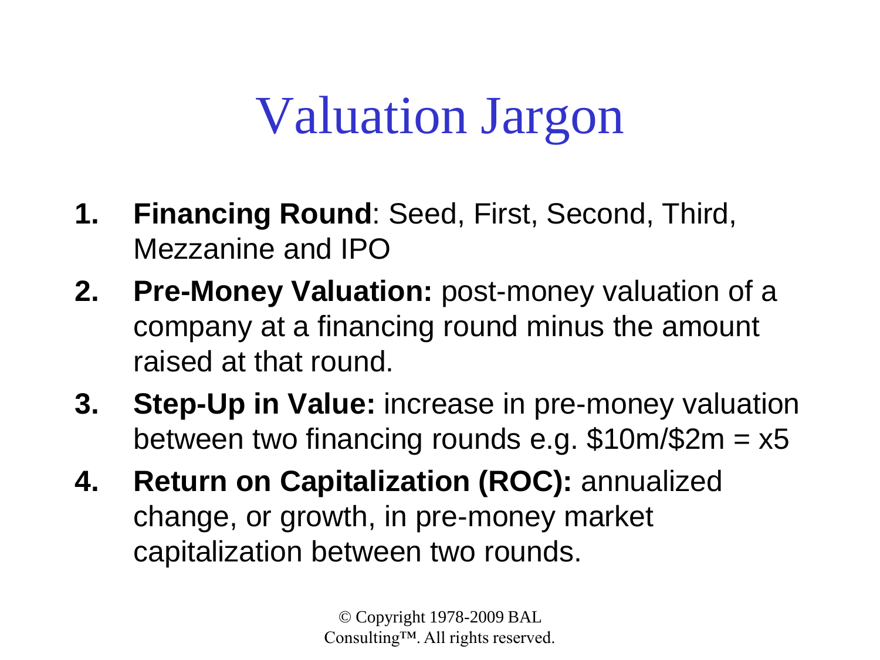# Valuation Jargon

1. **Financing Round**: Seed, First, Second, Third, Mezzanine and IPO
2. **Pre-Money Valuation:** post-money valuation of a company at a financing round minus the amount raised at that round.
3. **Step-Up in Value:** increase in pre-money valuation between two financing rounds e.g. $10m/$2m = x5
4. **Return on Capitalization (ROC):** annualized change, or growth, in pre-money market capitalization between two rounds.

© Copyright 1978-2009 BAL Consulting™. All rights reserved.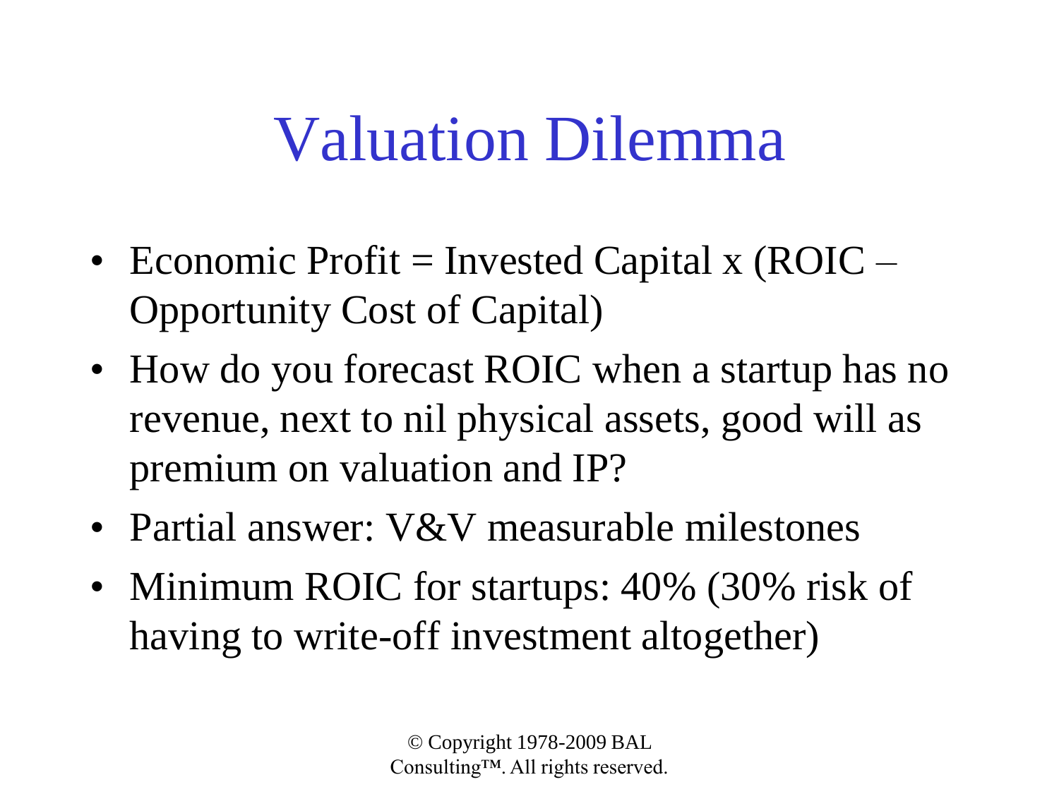# Valuation Dilemma

- Economic Profit = Invested Capital x (ROIC – Opportunity Cost of Capital)
- How do you forecast ROIC when a startup has no revenue, next to nil physical assets, good will as premium on valuation and IP?
- Partial answer: V&V measurable milestones
- Minimum ROIC for startups: 40% (30% risk of having to write-off investment altogether)

© Copyright 1978-2009 BAL Consulting™. All rights reserved.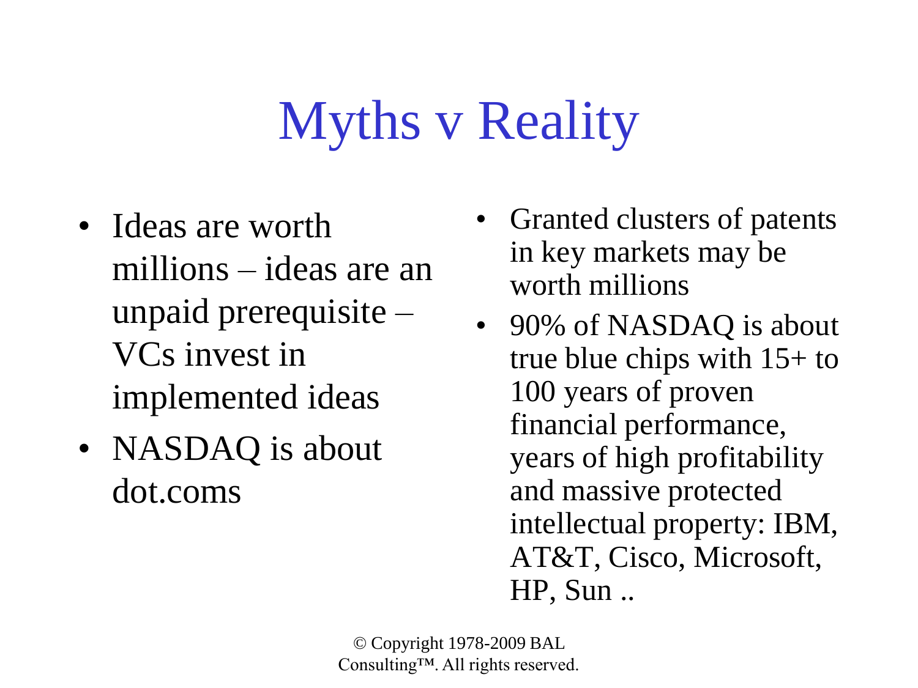# Myths v Reality

- Ideas are worth millions – ideas are an unpaid prerequisite – VCs invest in implemented ideas
- NASDAQ is about dot.coms

- Granted clusters of patents in key markets may be worth millions
- 90% of NASDAQ is about true blue chips with 15+ to 100 years of proven financial performance, years of high profitability and massive protected intellectual property: IBM, AT&T, Cisco, Microsoft, HP, Sun ..

© Copyright 1978-2009 BAL Consulting™. All rights reserved.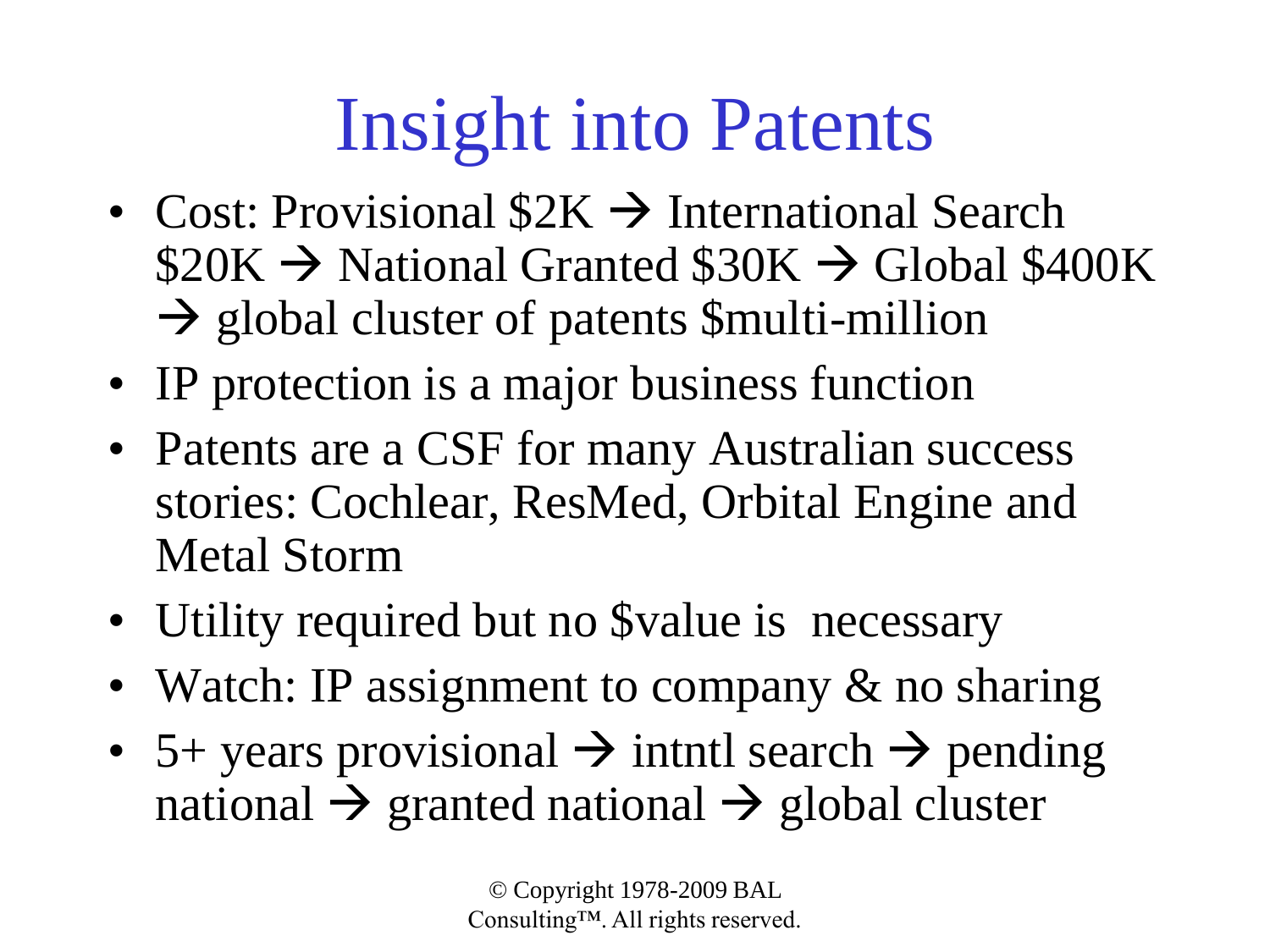# Insight into Patents

- Cost: Provisional $2K → International Search $20K → National Granted $30K → Global $400K → global cluster of patents $multi-million
- IP protection is a major business function
- Patents are a CSF for many Australian success stories: Cochlear, ResMed, Orbital Engine and Metal Storm
- Utility required but no $value is necessary
- Watch: IP assignment to company & no sharing
- 5+ years provisional → intntl search → pending national → granted national → global cluster

© Copyright 1978-2009 BAL Consulting™. All rights reserved.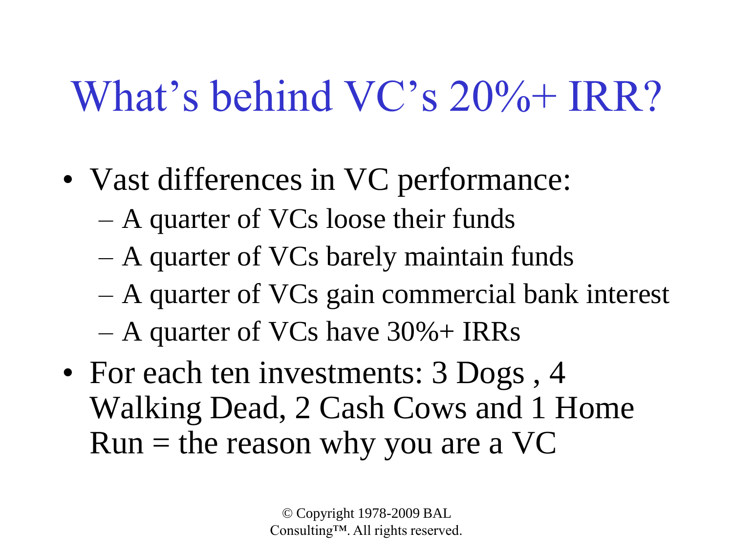# What's behind VC's 20%+ IRR?

- Vast differences in VC performance:
  - A quarter of VCs loose their funds
  - A quarter of VCs barely maintain funds
  - A quarter of VCs gain commercial bank interest
  - A quarter of VCs have 30%+ IRRs
- For each ten investments: 3 Dogs , 4 Walking Dead, 2 Cash Cows and 1 Home Run = the reason why you are a VC

© Copyright 1978-2009 BAL Consulting™. All rights reserved.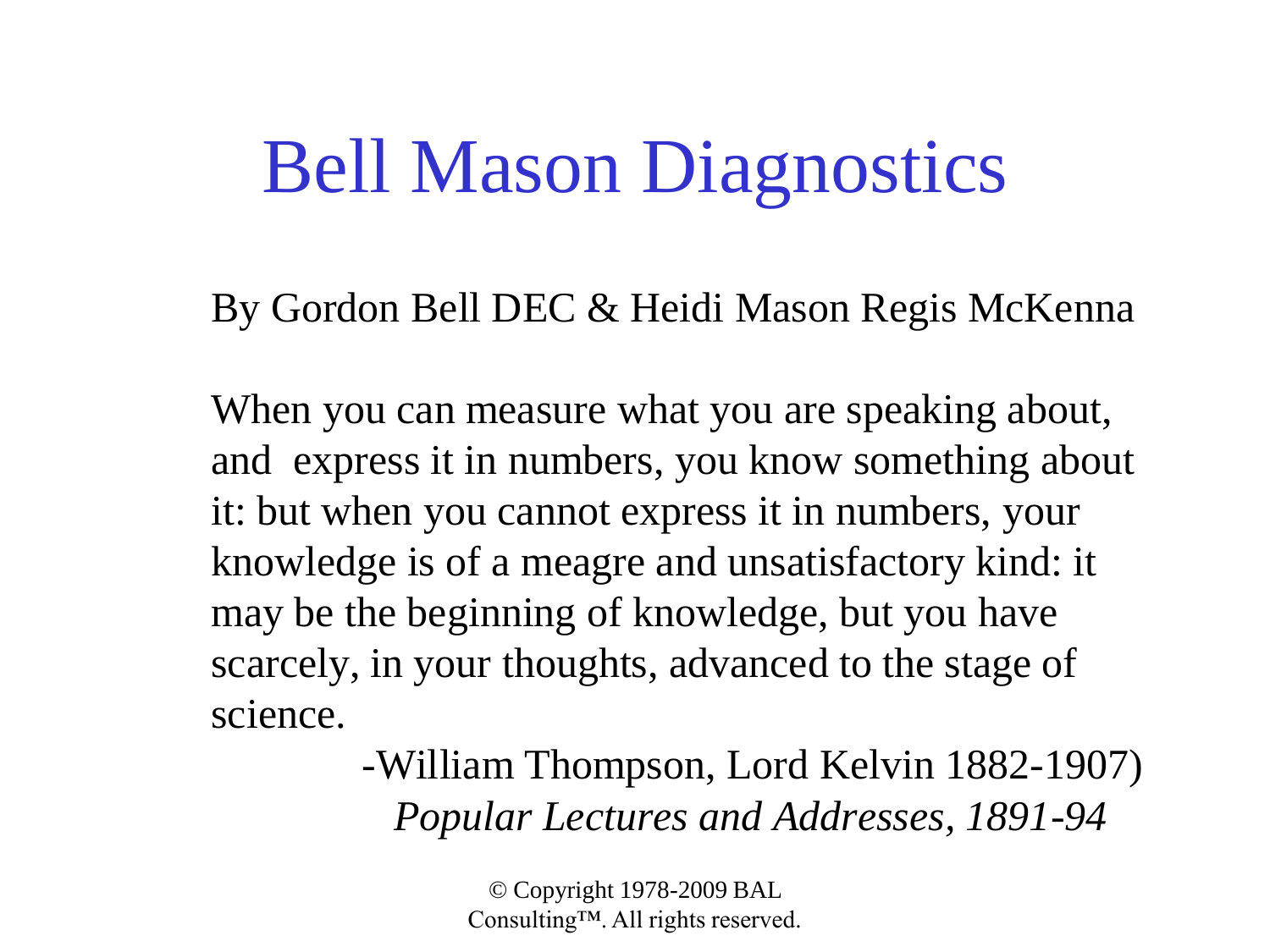# Bell Mason Diagnostics

By Gordon Bell DEC & Heidi Mason Regis McKenna

When you can measure what you are speaking about, and express it in numbers, you know something about it: but when you cannot express it in numbers, your knowledge is of a meagre and unsatisfactory kind: it may be the beginning of knowledge, but you have scarcely, in your thoughts, advanced to the stage of science.

-William Thompson, Lord Kelvin 1882-1907)
*Popular Lectures and Addresses, 1891-94*

© Copyright 1978-2009 BAL Consulting™. All rights reserved.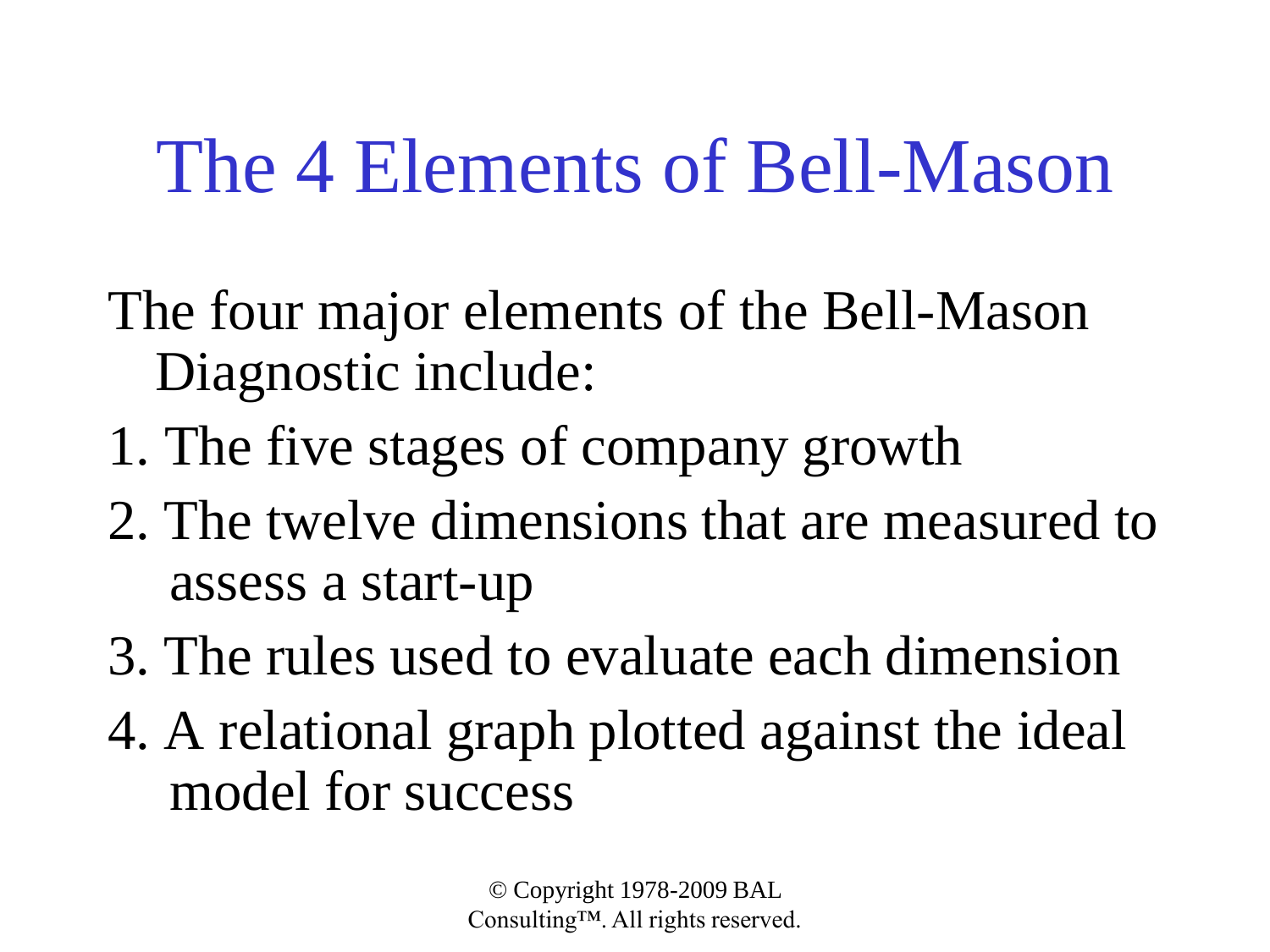# The 4 Elements of Bell-Mason

The four major elements of the Bell-Mason Diagnostic include:

1. The five stages of company growth
2. The twelve dimensions that are measured to assess a start-up
3. The rules used to evaluate each dimension
4. A relational graph plotted against the ideal model for success

© Copyright 1978-2009 BAL Consulting™. All rights reserved.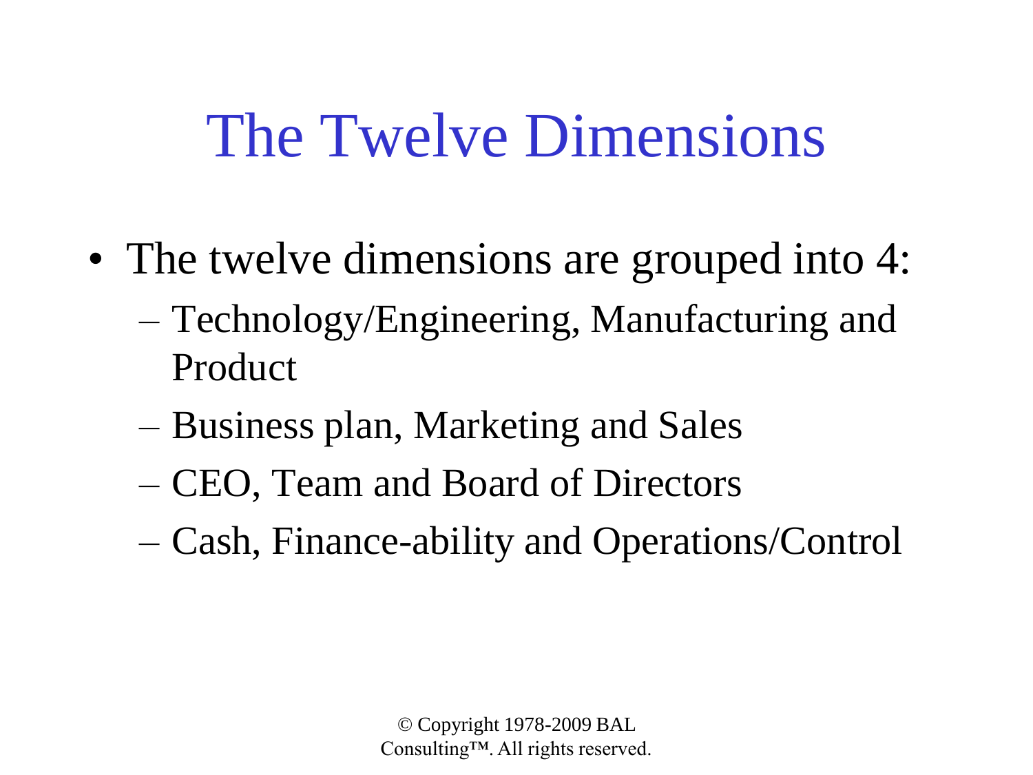# The Twelve Dimensions

- The twelve dimensions are grouped into 4:
  - Technology/Engineering, Manufacturing and Product
  - Business plan, Marketing and Sales
  - CEO, Team and Board of Directors
  - Cash, Finance-ability and Operations/Control

© Copyright 1978-2009 BAL Consulting™. All rights reserved.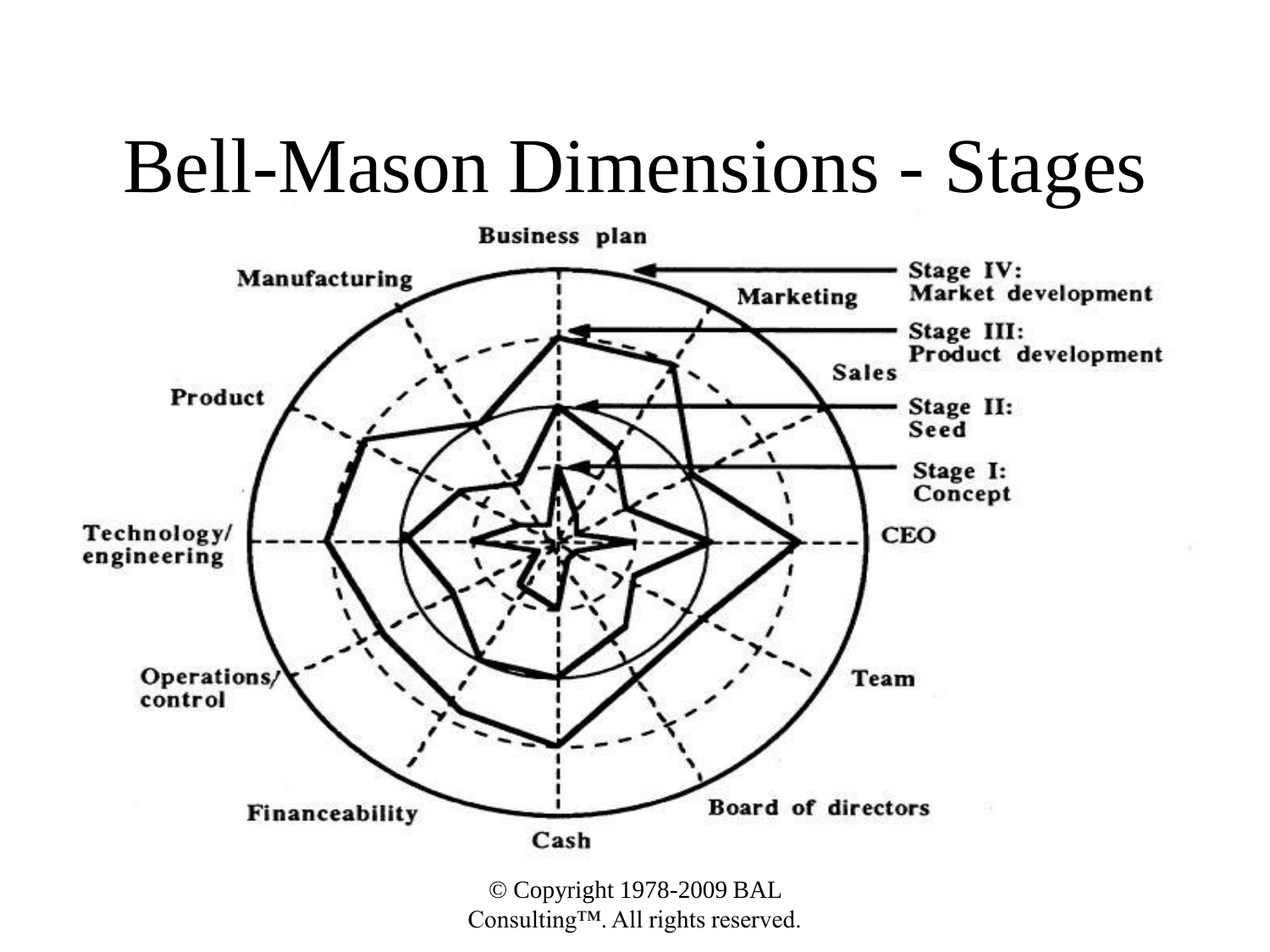# Bell-Mason Dimensions - Stages

Business plan

Marketing

Sales

CEO

Team

Board of directors

Cash

Financeability

Operations/ control

Technology/ engineering

Product

Manufacturing

Stage IV: Market development

Stage III: Product development

Stage II: Seed

Stage I: Concept

© Copyright 1978-2009 BAL Consulting™. All rights reserved.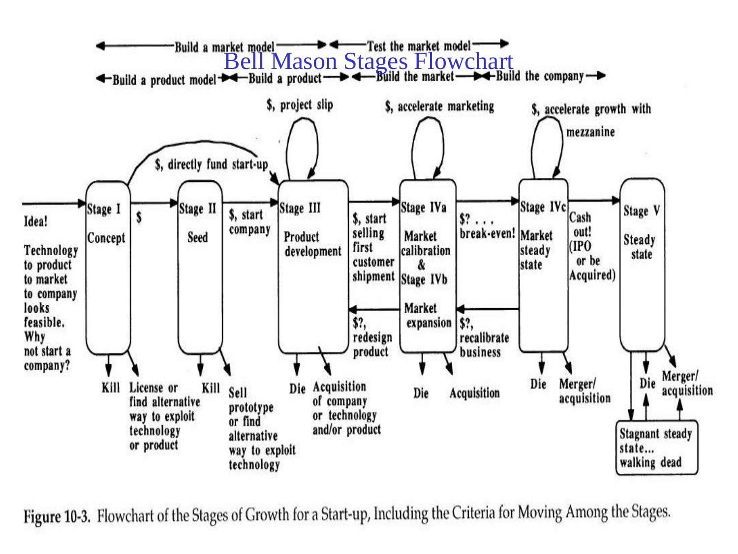# Bell Mason Stages Flowchart

Build a market model → Test the market model

Build a product model → Build a product → Build the market → Build the company

Idea! Technology to product to market to company looks feasible. Why not start a company?

**Stage I** Concept — $, directly fund start-up; $ → **Stage II** Seed — $, start company → **Stage III** Product development ($, project slip) — $, start selling first customer shipment → **Stage IVa** Market calibration & **Stage IVb** Market expansion ($, accelerate marketing) — $? . . . break-even! → **Stage IVc** Market steady state ($, accelerate growth with mezzanine) — Cash out! (IPO or be Acquired) → **Stage V** Steady state

- Stage IV → Stage III: $?, redesign product
- Stage IVc → Stage IV: $?, recalibrate business

Exits:

- Stage I: Kill; License or find alternative way to exploit technology or product
- Stage II: Kill; Sell prototype or find alternative way to exploit technology
- Stage III: Die; Acquisition of company or technology and/or product
- Stage IV: Die; Acquisition
- Stage IVc: Die; Merger/acquisition
- Stage V: Die; Merger/acquisition; Stagnant steady state... walking dead

Figure 10-3. Flowchart of the Stages of Growth for a Start-up, Including the Criteria for Moving Among the Stages.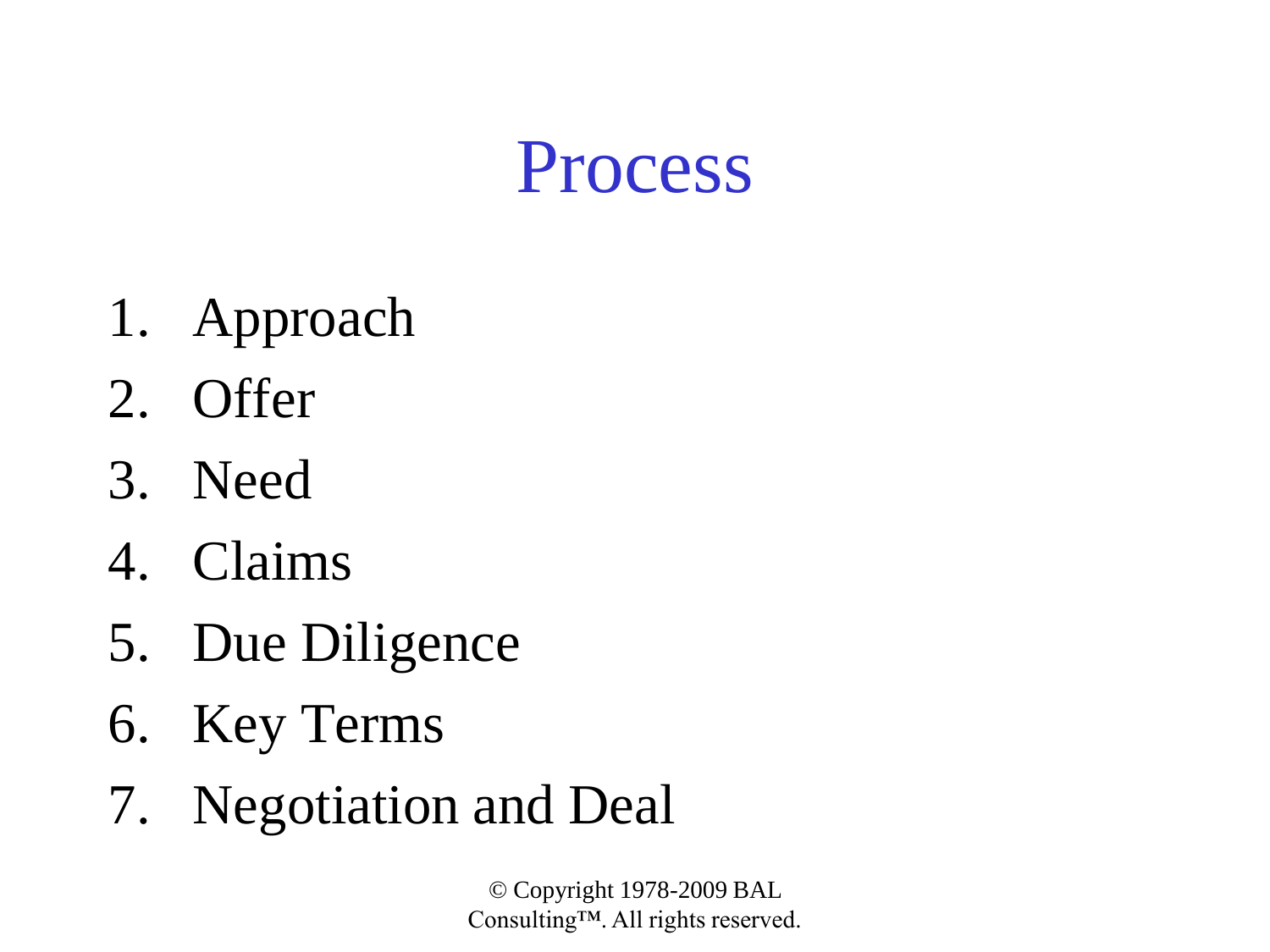# Process

1. Approach
2. Offer
3. Need
4. Claims
5. Due Diligence
6. Key Terms
7. Negotiation and Deal

© Copyright 1978-2009 BAL Consulting™. All rights reserved.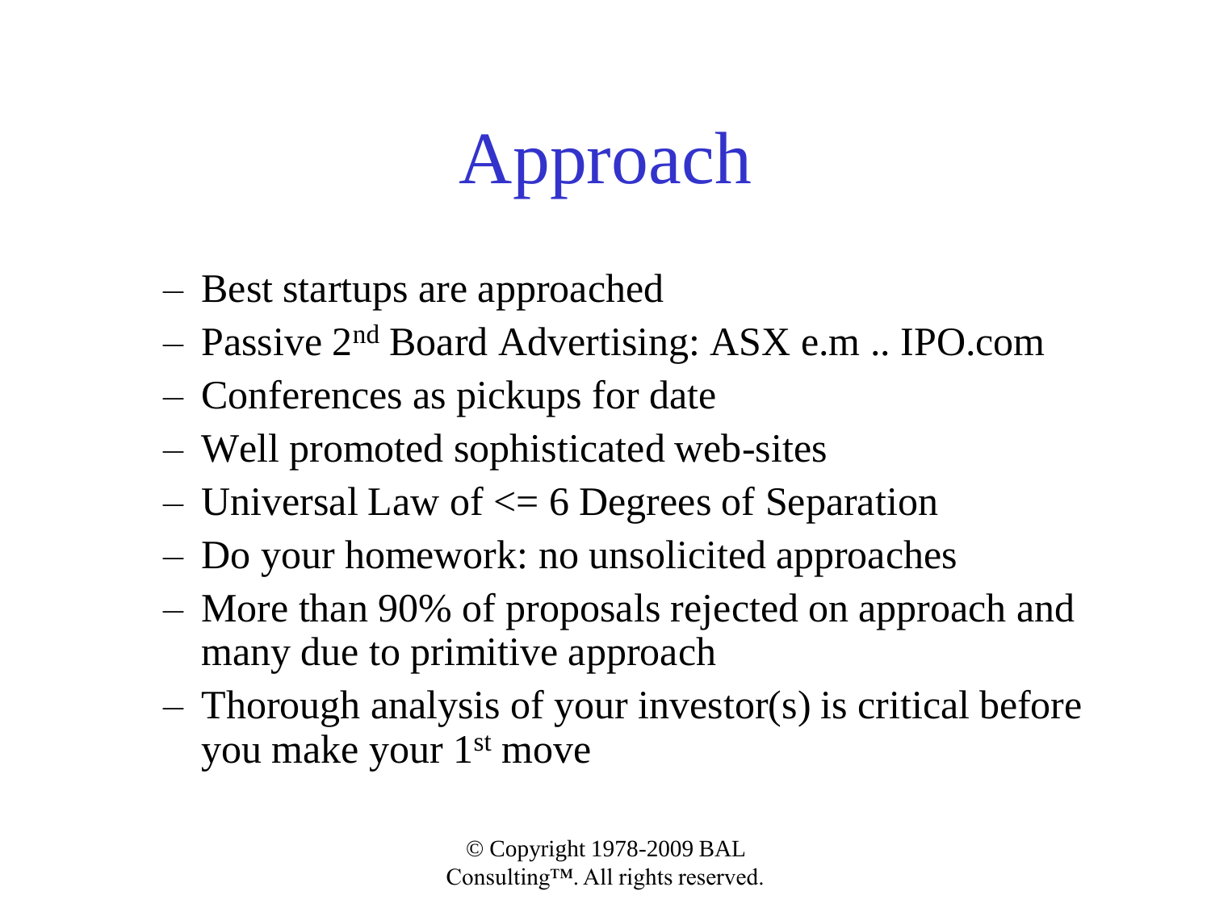# Approach

- Best startups are approached
- Passive 2nd Board Advertising: ASX e.m .. IPO.com
- Conferences as pickups for date
- Well promoted sophisticated web-sites
- Universal Law of <= 6 Degrees of Separation
- Do your homework: no unsolicited approaches
- More than 90% of proposals rejected on approach and many due to primitive approach
- Thorough analysis of your investor(s) is critical before you make your 1st move

© Copyright 1978-2009 BAL Consulting™. All rights reserved.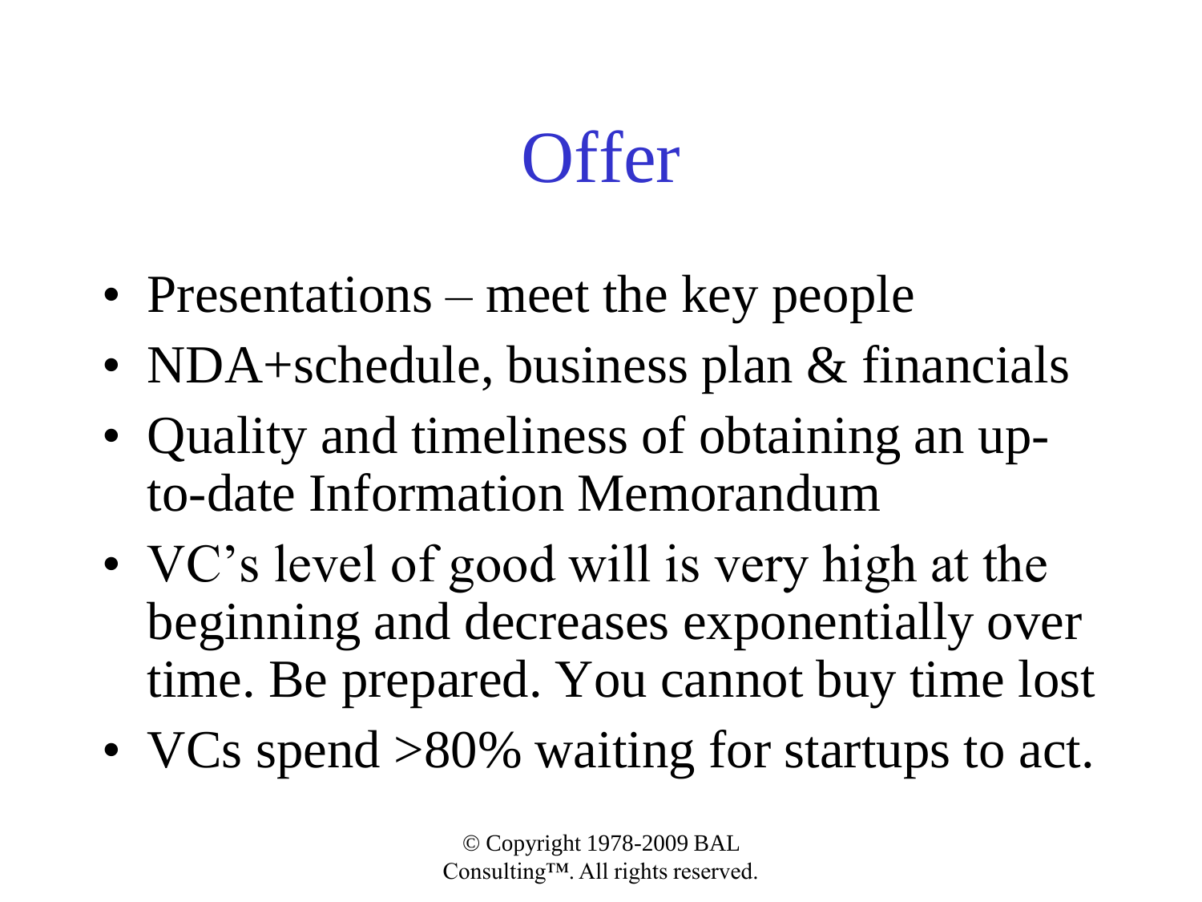# Offer

- Presentations – meet the key people
- NDA+schedule, business plan & financials
- Quality and timeliness of obtaining an up-to-date Information Memorandum
- VC's level of good will is very high at the beginning and decreases exponentially over time. Be prepared. You cannot buy time lost
- VCs spend >80% waiting for startups to act.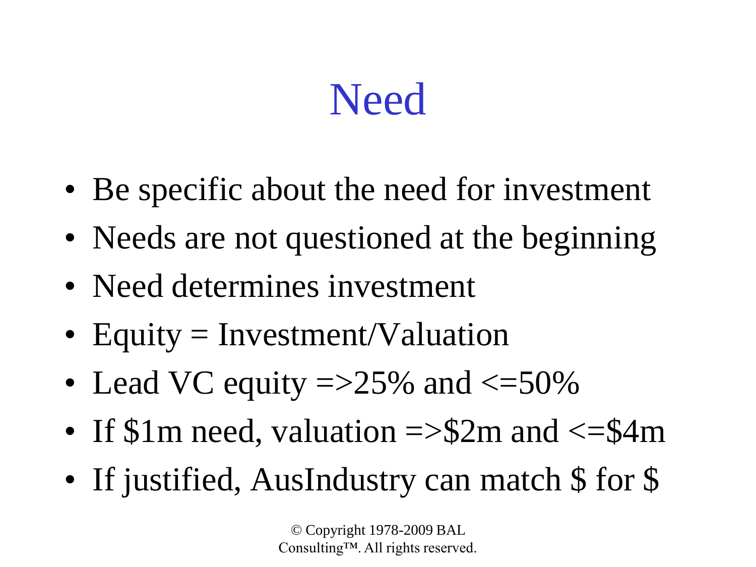# Need

- Be specific about the need for investment
- Needs are not questioned at the beginning
- Need determines investment
- Equity = Investment/Valuation
- Lead VC equity =>25% and <=50%
- If $1m need, valuation =>$2m and <=$4m
- If justified, AusIndustry can match $ for $

© Copyright 1978-2009 BAL Consulting™. All rights reserved.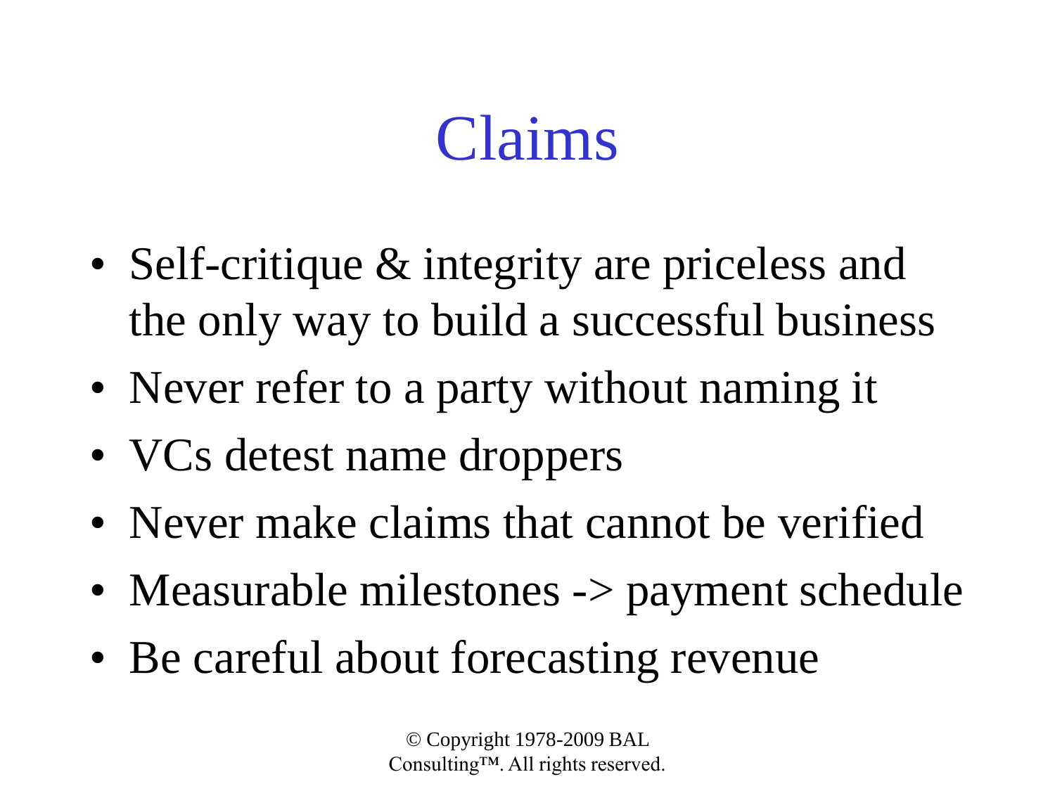# Claims

- Self-critique & integrity are priceless and the only way to build a successful business
- Never refer to a party without naming it
- VCs detest name droppers
- Never make claims that cannot be verified
- Measurable milestones -> payment schedule
- Be careful about forecasting revenue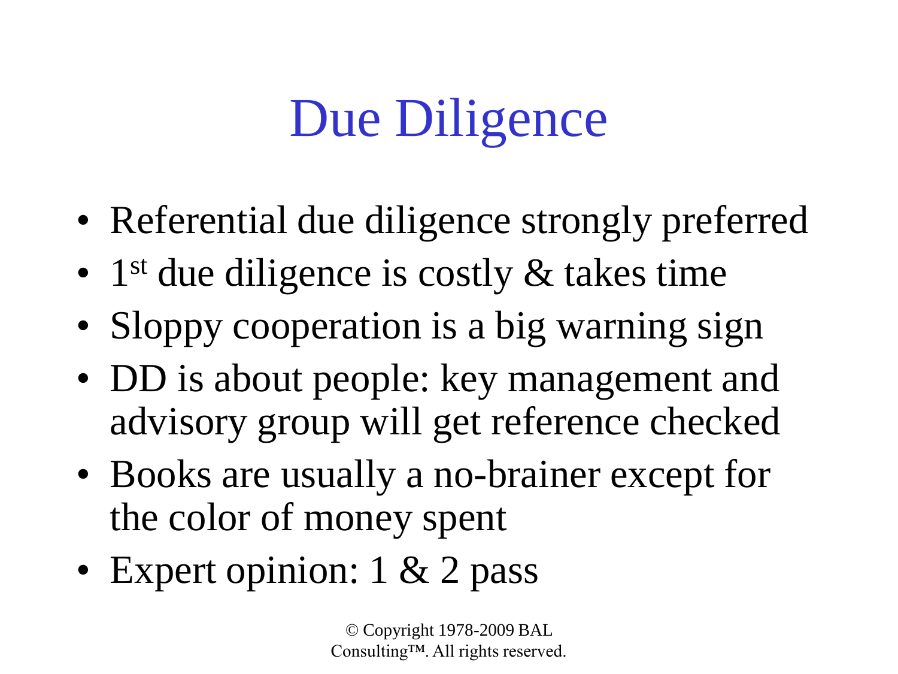# Due Diligence

- Referential due diligence strongly preferred
- 1st due diligence is costly & takes time
- Sloppy cooperation is a big warning sign
- DD is about people: key management and advisory group will get reference checked
- Books are usually a no-brainer except for the color of money spent
- Expert opinion: 1 & 2 pass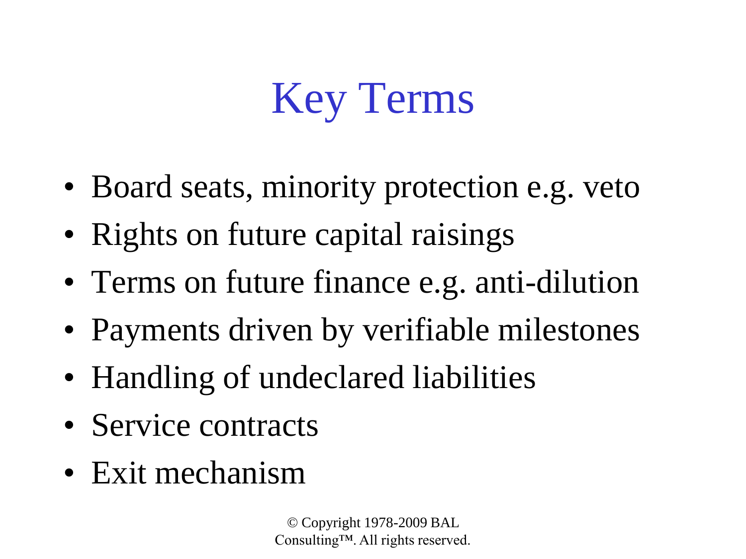# Key Terms

- Board seats, minority protection e.g. veto
- Rights on future capital raisings
- Terms on future finance e.g. anti-dilution
- Payments driven by verifiable milestones
- Handling of undeclared liabilities
- Service contracts
- Exit mechanism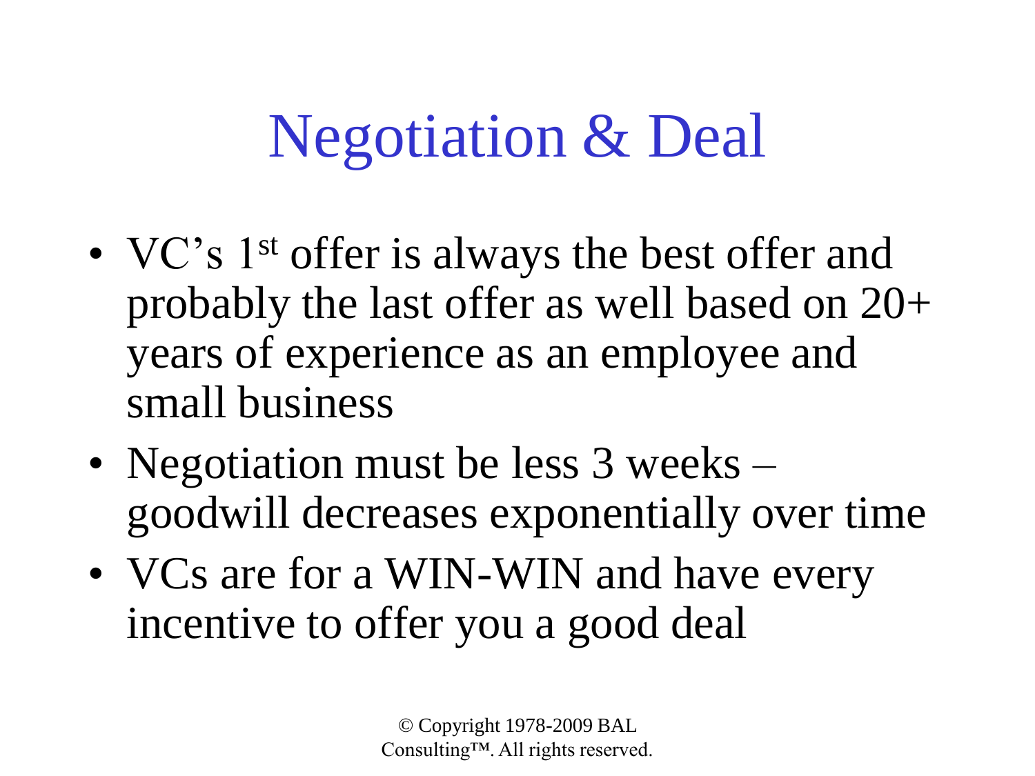# Negotiation & Deal

- VC's 1st offer is always the best offer and probably the last offer as well based on 20+ years of experience as an employee and small business
- Negotiation must be less 3 weeks – goodwill decreases exponentially over time
- VCs are for a WIN-WIN and have every incentive to offer you a good deal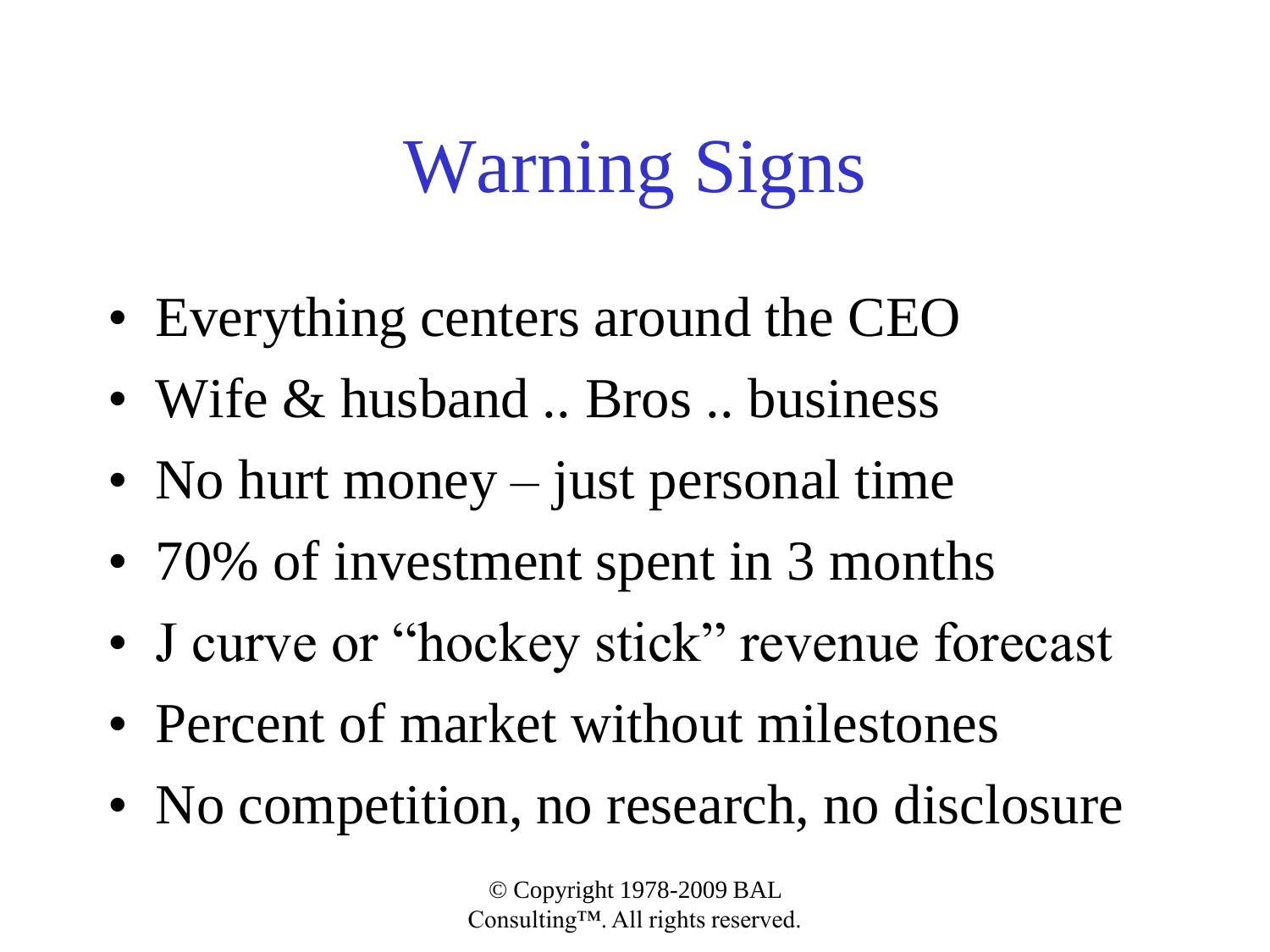# Warning Signs

- Everything centers around the CEO
- Wife & husband .. Bros .. business
- No hurt money – just personal time
- 70% of investment spent in 3 months
- J curve or "hockey stick" revenue forecast
- Percent of market without milestones
- No competition, no research, no disclosure

© Copyright 1978-2009 BAL Consulting™. All rights reserved.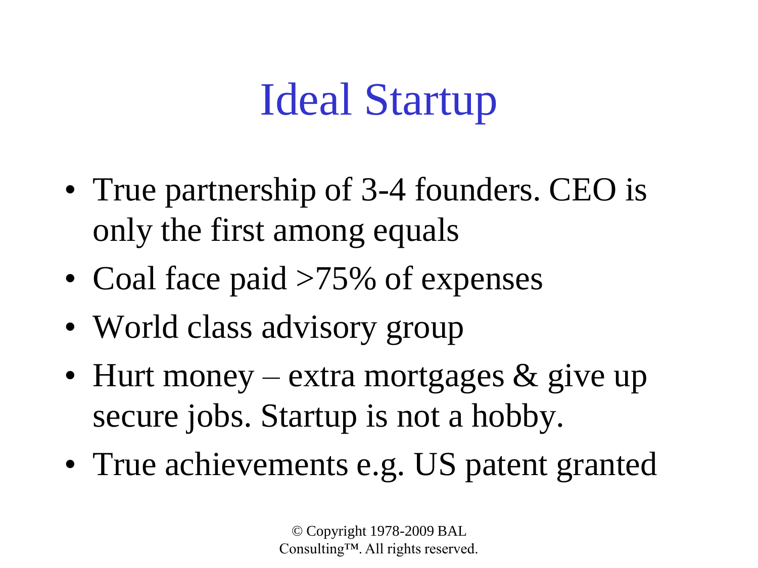# Ideal Startup

- True partnership of 3-4 founders. CEO is only the first among equals
- Coal face paid >75% of expenses
- World class advisory group
- Hurt money – extra mortgages & give up secure jobs. Startup is not a hobby.
- True achievements e.g. US patent granted